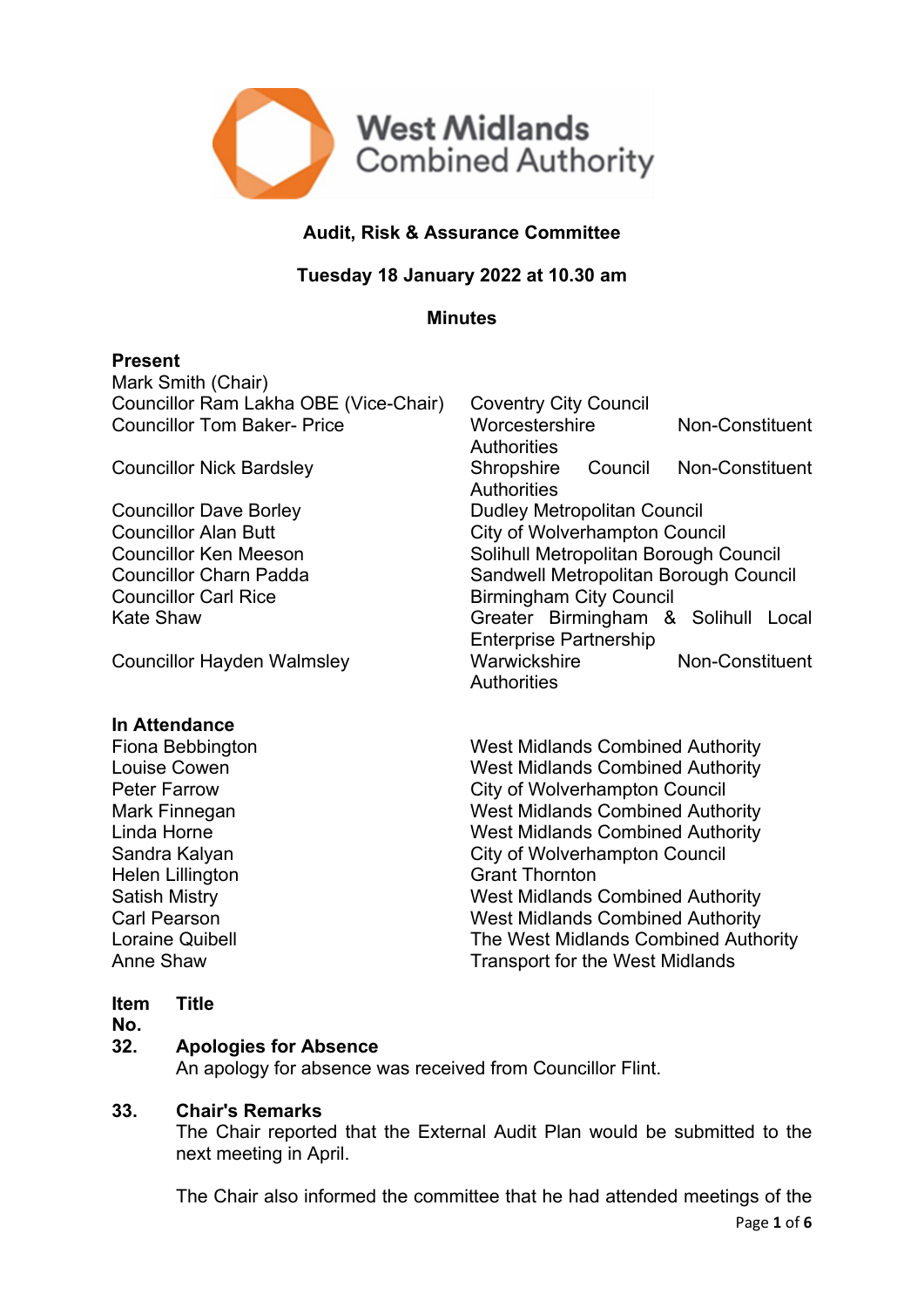West Midlands Combined Authority

**Audit, Risk & Assurance Committee**

**Tuesday 18 January 2022 at 10.30 am**

**Minutes**

**Present**

| | |
|---|---|
| Mark Smith (Chair) | |
| Councillor Ram Lakha OBE (Vice-Chair) | Coventry City Council |
| Councillor Tom Baker- Price | Worcestershire Non-Constituent Authorities |
| Councillor Nick Bardsley | Shropshire Council Non-Constituent Authorities |
| Councillor Dave Borley | Dudley Metropolitan Council |
| Councillor Alan Butt | City of Wolverhampton Council |
| Councillor Ken Meeson | Solihull Metropolitan Borough Council |
| Councillor Charn Padda | Sandwell Metropolitan Borough Council |
| Councillor Carl Rice | Birmingham City Council |
| Kate Shaw | Greater Birmingham & Solihull Local Enterprise Partnership |
| Councillor Hayden Walmsley | Warwickshire Non-Constituent Authorities |

**In Attendance**

| | |
|---|---|
| Fiona Bebbington | West Midlands Combined Authority |
| Louise Cowen | West Midlands Combined Authority |
| Peter Farrow | City of Wolverhampton Council |
| Mark Finnegan | West Midlands Combined Authority |
| Linda Horne | West Midlands Combined Authority |
| Sandra Kalyan | City of Wolverhampton Council |
| Helen Lillington | Grant Thornton |
| Satish Mistry | West Midlands Combined Authority |
| Carl Pearson | West Midlands Combined Authority |
| Loraine Quibell | The West Midlands Combined Authority |
| Anne Shaw | Transport for the West Midlands |

**Item No.** **Title**

**32. Apologies for Absence**

An apology for absence was received from Councillor Flint.

**33. Chair's Remarks**

The Chair reported that the External Audit Plan would be submitted to the next meeting in April.

The Chair also informed the committee that he had attended meetings of the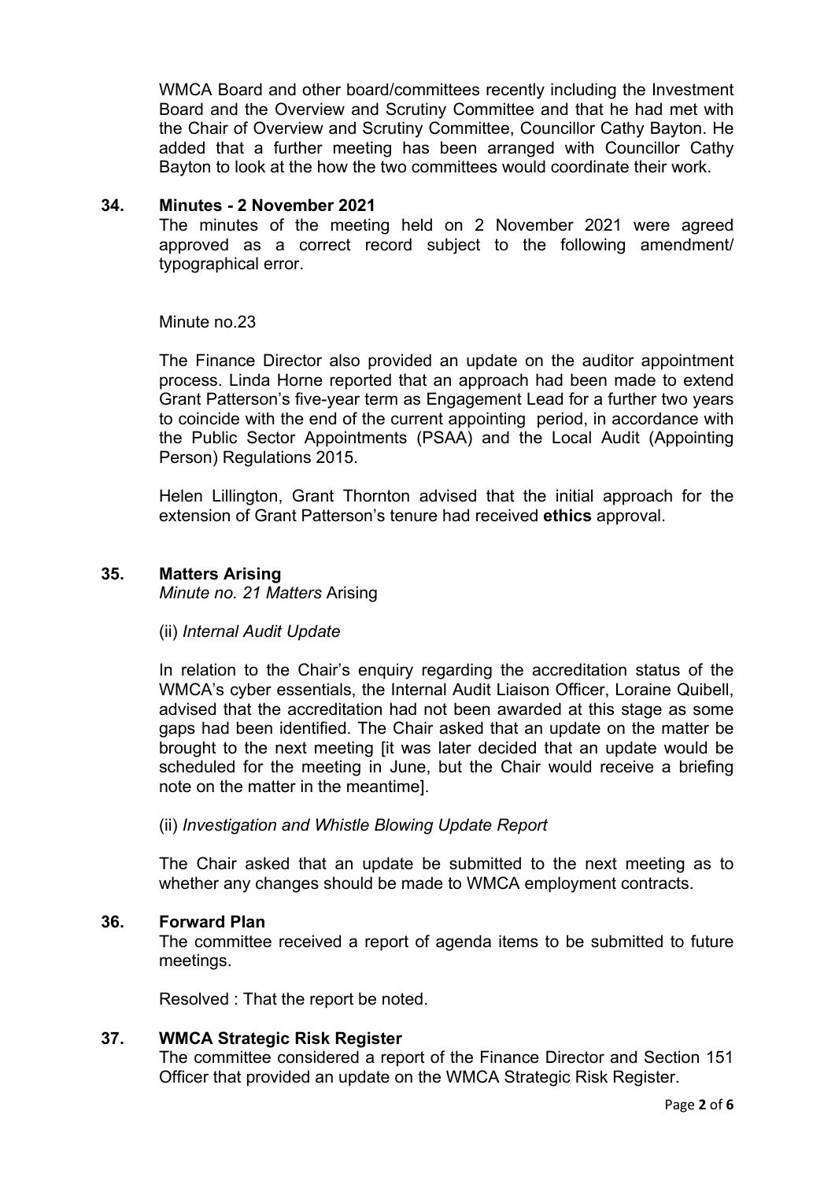WMCA Board and other board/committees recently including the Investment Board and the Overview and Scrutiny Committee and that he had met with the Chair of Overview and Scrutiny Committee, Councillor Cathy Bayton. He added that a further meeting has been arranged with Councillor Cathy Bayton to look at the how the two committees would coordinate their work.

## 34. Minutes - 2 November 2021

The minutes of the meeting held on 2 November 2021 were agreed approved as a correct record subject to the following amendment/ typographical error.

Minute no.23

The Finance Director also provided an update on the auditor appointment process. Linda Horne reported that an approach had been made to extend Grant Patterson's five-year term as Engagement Lead for a further two years to coincide with the end of the current appointing period, in accordance with the Public Sector Appointments (PSAA) and the Local Audit (Appointing Person) Regulations 2015.

Helen Lillington, Grant Thornton advised that the initial approach for the extension of Grant Patterson's tenure had received **ethics** approval.

## 35. Matters Arising

*Minute no. 21 Matters* Arising

(ii) *Internal Audit Update*

In relation to the Chair's enquiry regarding the accreditation status of the WMCA's cyber essentials, the Internal Audit Liaison Officer, Loraine Quibell, advised that the accreditation had not been awarded at this stage as some gaps had been identified. The Chair asked that an update on the matter be brought to the next meeting [it was later decided that an update would be scheduled for the meeting in June, but the Chair would receive a briefing note on the matter in the meantime].

(ii) *Investigation and Whistle Blowing Update Report*

The Chair asked that an update be submitted to the next meeting as to whether any changes should be made to WMCA employment contracts.

## 36. Forward Plan

The committee received a report of agenda items to be submitted to future meetings.

Resolved : That the report be noted.

## 37. WMCA Strategic Risk Register

The committee considered a report of the Finance Director and Section 151 Officer that provided an update on the WMCA Strategic Risk Register.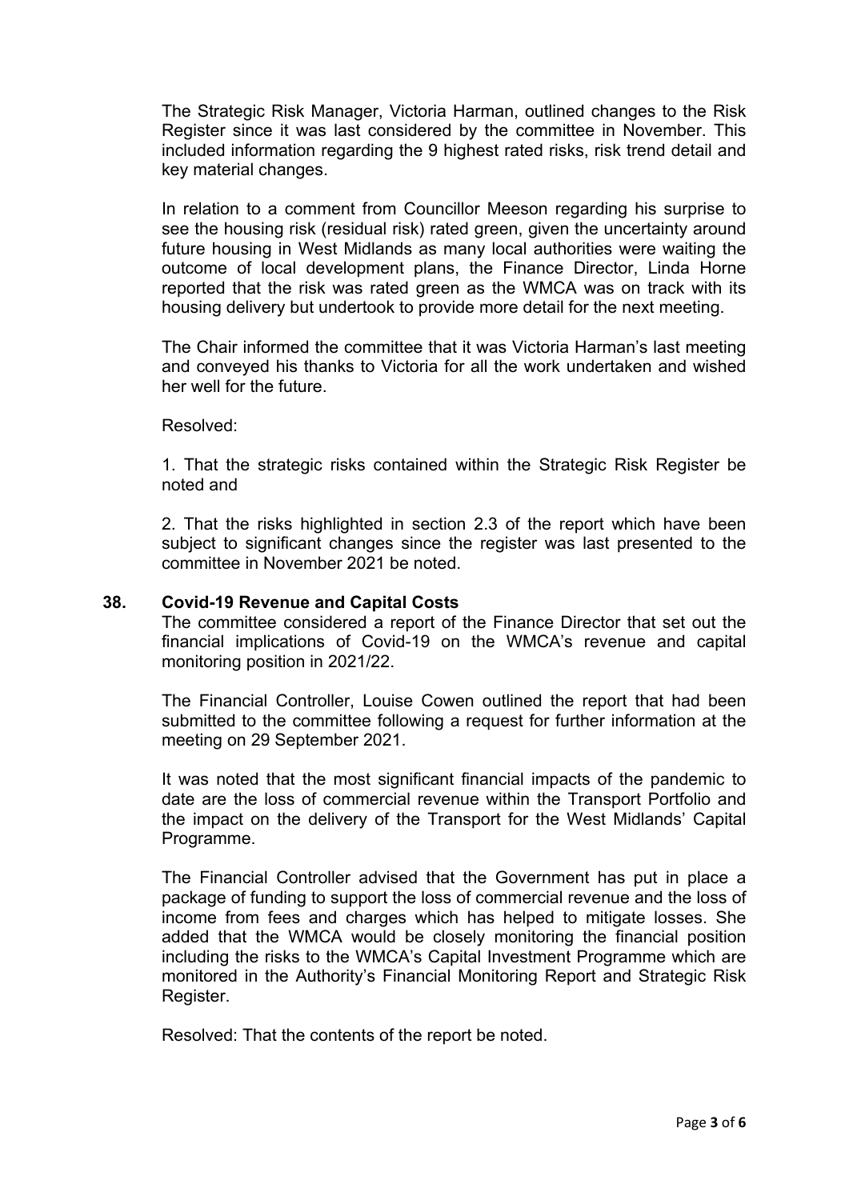The Strategic Risk Manager, Victoria Harman, outlined changes to the Risk Register since it was last considered by the committee in November. This included information regarding the 9 highest rated risks, risk trend detail and key material changes.

In relation to a comment from Councillor Meeson regarding his surprise to see the housing risk (residual risk) rated green, given the uncertainty around future housing in West Midlands as many local authorities were waiting the outcome of local development plans, the Finance Director, Linda Horne reported that the risk was rated green as the WMCA was on track with its housing delivery but undertook to provide more detail for the next meeting.

The Chair informed the committee that it was Victoria Harman's last meeting and conveyed his thanks to Victoria for all the work undertaken and wished her well for the future.

Resolved:

1. That the strategic risks contained within the Strategic Risk Register be noted and

2. That the risks highlighted in section 2.3 of the report which have been subject to significant changes since the register was last presented to the committee in November 2021 be noted.

## 38. Covid-19 Revenue and Capital Costs

The committee considered a report of the Finance Director that set out the financial implications of Covid-19 on the WMCA's revenue and capital monitoring position in 2021/22.

The Financial Controller, Louise Cowen outlined the report that had been submitted to the committee following a request for further information at the meeting on 29 September 2021.

It was noted that the most significant financial impacts of the pandemic to date are the loss of commercial revenue within the Transport Portfolio and the impact on the delivery of the Transport for the West Midlands' Capital Programme.

The Financial Controller advised that the Government has put in place a package of funding to support the loss of commercial revenue and the loss of income from fees and charges which has helped to mitigate losses. She added that the WMCA would be closely monitoring the financial position including the risks to the WMCA's Capital Investment Programme which are monitored in the Authority's Financial Monitoring Report and Strategic Risk Register.

Resolved: That the contents of the report be noted.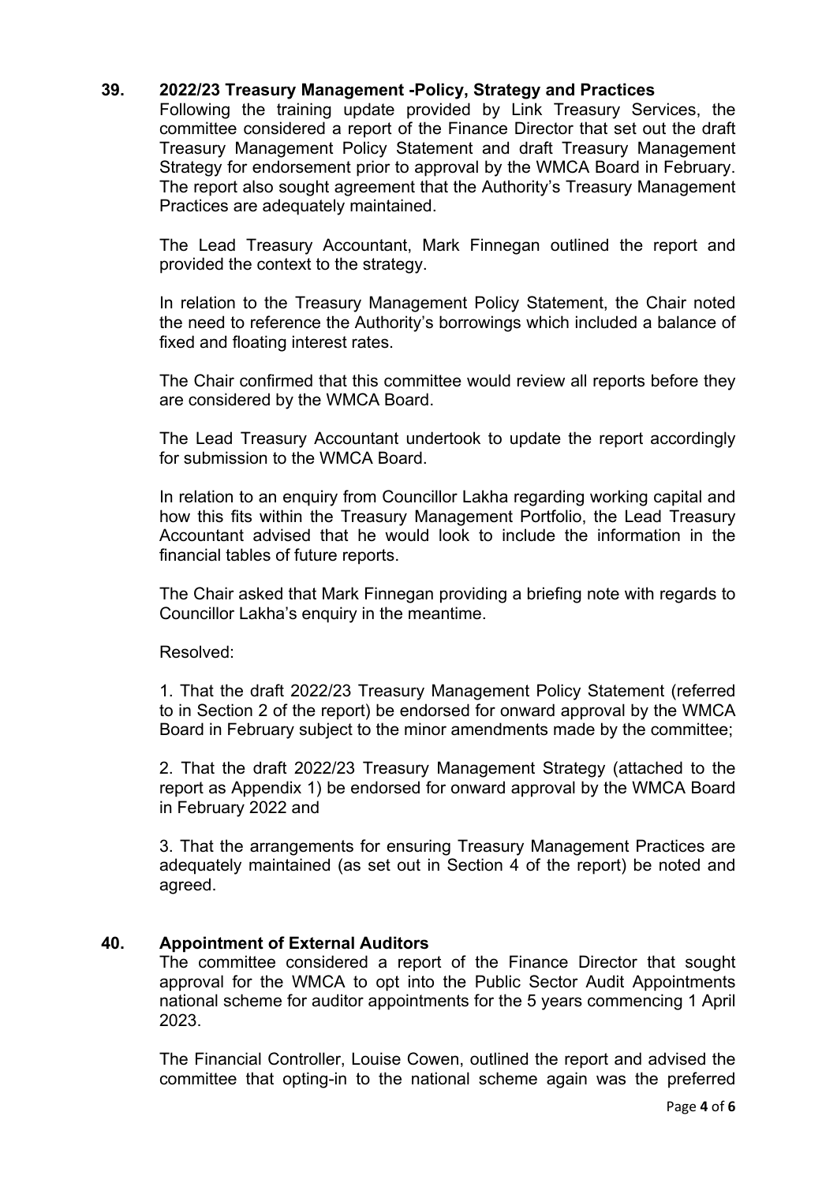## 39. 2022/23 Treasury Management -Policy, Strategy and Practices

Following the training update provided by Link Treasury Services, the committee considered a report of the Finance Director that set out the draft Treasury Management Policy Statement and draft Treasury Management Strategy for endorsement prior to approval by the WMCA Board in February. The report also sought agreement that the Authority's Treasury Management Practices are adequately maintained.

The Lead Treasury Accountant, Mark Finnegan outlined the report and provided the context to the strategy.

In relation to the Treasury Management Policy Statement, the Chair noted the need to reference the Authority's borrowings which included a balance of fixed and floating interest rates.

The Chair confirmed that this committee would review all reports before they are considered by the WMCA Board.

The Lead Treasury Accountant undertook to update the report accordingly for submission to the WMCA Board.

In relation to an enquiry from Councillor Lakha regarding working capital and how this fits within the Treasury Management Portfolio, the Lead Treasury Accountant advised that he would look to include the information in the financial tables of future reports.

The Chair asked that Mark Finnegan providing a briefing note with regards to Councillor Lakha's enquiry in the meantime.

Resolved:

1. That the draft 2022/23 Treasury Management Policy Statement (referred to in Section 2 of the report) be endorsed for onward approval by the WMCA Board in February subject to the minor amendments made by the committee;

2. That the draft 2022/23 Treasury Management Strategy (attached to the report as Appendix 1) be endorsed for onward approval by the WMCA Board in February 2022 and

3. That the arrangements for ensuring Treasury Management Practices are adequately maintained (as set out in Section 4 of the report) be noted and agreed.

## 40. Appointment of External Auditors

The committee considered a report of the Finance Director that sought approval for the WMCA to opt into the Public Sector Audit Appointments national scheme for auditor appointments for the 5 years commencing 1 April 2023.

The Financial Controller, Louise Cowen, outlined the report and advised the committee that opting-in to the national scheme again was the preferred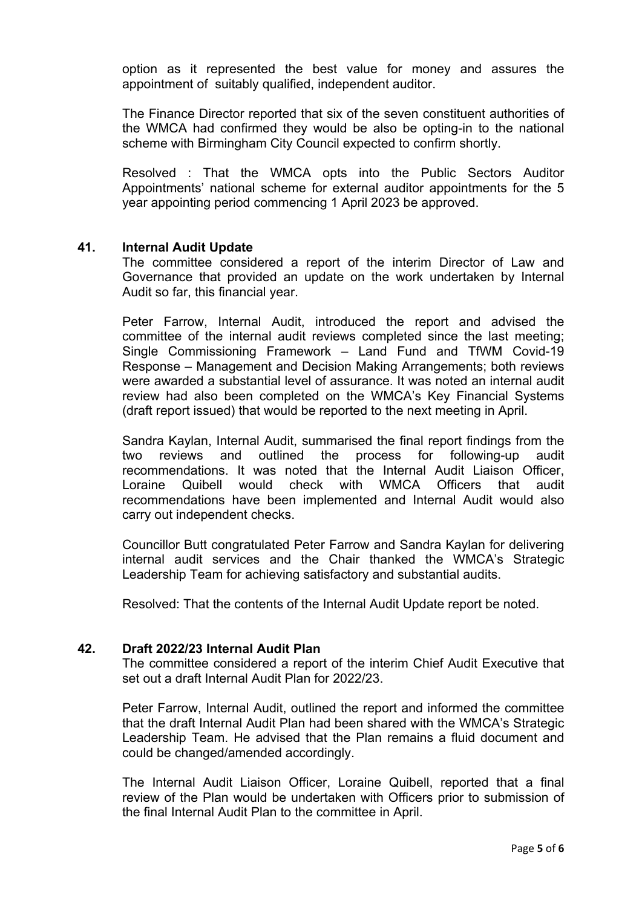option as it represented the best value for money and assures the appointment of suitably qualified, independent auditor.

The Finance Director reported that six of the seven constituent authorities of the WMCA had confirmed they would be also be opting-in to the national scheme with Birmingham City Council expected to confirm shortly.

Resolved : That the WMCA opts into the Public Sectors Auditor Appointments' national scheme for external auditor appointments for the 5 year appointing period commencing 1 April 2023 be approved.

## 41. Internal Audit Update

The committee considered a report of the interim Director of Law and Governance that provided an update on the work undertaken by Internal Audit so far, this financial year.

Peter Farrow, Internal Audit, introduced the report and advised the committee of the internal audit reviews completed since the last meeting; Single Commissioning Framework – Land Fund and TfWM Covid-19 Response – Management and Decision Making Arrangements; both reviews were awarded a substantial level of assurance. It was noted an internal audit review had also been completed on the WMCA's Key Financial Systems (draft report issued) that would be reported to the next meeting in April.

Sandra Kaylan, Internal Audit, summarised the final report findings from the two reviews and outlined the process for following-up audit recommendations. It was noted that the Internal Audit Liaison Officer, Loraine Quibell would check with WMCA Officers that audit recommendations have been implemented and Internal Audit would also carry out independent checks.

Councillor Butt congratulated Peter Farrow and Sandra Kaylan for delivering internal audit services and the Chair thanked the WMCA's Strategic Leadership Team for achieving satisfactory and substantial audits.

Resolved: That the contents of the Internal Audit Update report be noted.

## 42. Draft 2022/23 Internal Audit Plan

The committee considered a report of the interim Chief Audit Executive that set out a draft Internal Audit Plan for 2022/23.

Peter Farrow, Internal Audit, outlined the report and informed the committee that the draft Internal Audit Plan had been shared with the WMCA's Strategic Leadership Team. He advised that the Plan remains a fluid document and could be changed/amended accordingly.

The Internal Audit Liaison Officer, Loraine Quibell, reported that a final review of the Plan would be undertaken with Officers prior to submission of the final Internal Audit Plan to the committee in April.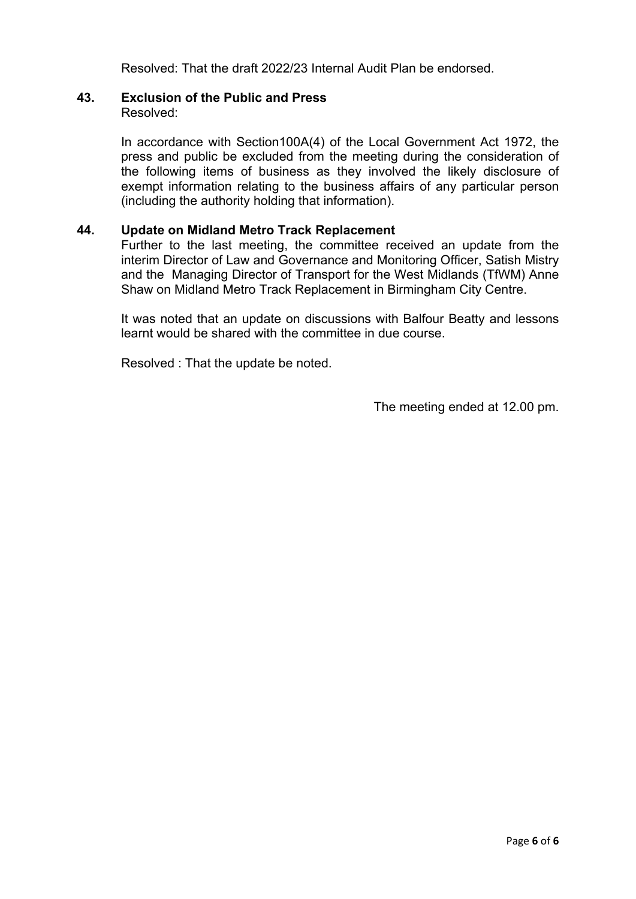Resolved: That the draft 2022/23 Internal Audit Plan be endorsed.

**43. Exclusion of the Public and Press**

Resolved:

In accordance with Section100A(4) of the Local Government Act 1972, the press and public be excluded from the meeting during the consideration of the following items of business as they involved the likely disclosure of exempt information relating to the business affairs of any particular person (including the authority holding that information).

**44. Update on Midland Metro Track Replacement**

Further to the last meeting, the committee received an update from the interim Director of Law and Governance and Monitoring Officer, Satish Mistry and the Managing Director of Transport for the West Midlands (TfWM) Anne Shaw on Midland Metro Track Replacement in Birmingham City Centre.

It was noted that an update on discussions with Balfour Beatty and lessons learnt would be shared with the committee in due course.

Resolved : That the update be noted.

The meeting ended at 12.00 pm.